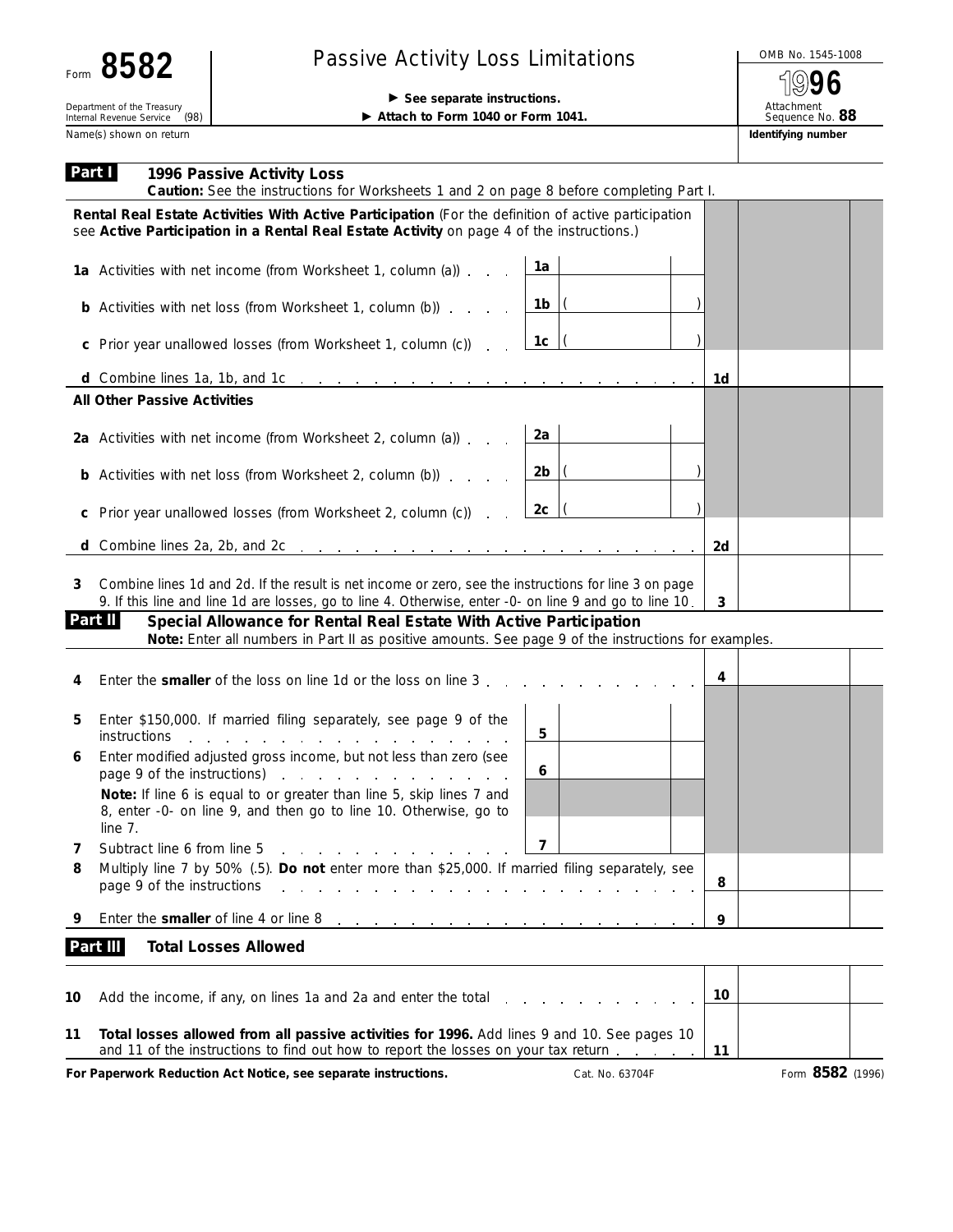Form **8582**

Department of the Treasury
Internal Revenue Service (98)

# Passive Activity Loss Limitations

▶ **See separate instructions.**
▶ **Attach to Form 1040 or Form 1041.**

OMB No. 1545-1008

**1996**

Attachment Sequence No. **88**

Name(s) shown on return | **Identifying number**

## Part I — 1996 Passive Activity Loss

**Caution:** See the instructions for Worksheets 1 and 2 on page 8 before completing Part I.

**Rental Real Estate Activities With Active Participation** (For the definition of active participation see **Active Participation in a Rental Real Estate Activity** on page 4 of the instructions.)

| Line | Description | Box | Amount | Line | Amount |
|---|---|---|---|---|---|
| **1a** | Activities with net income (from Worksheet 1, column (a)) | 1a | | | |
| **b** | Activities with net loss (from Worksheet 1, column (b)) | 1b | ( ) | | |
| **c** | Prior year unallowed losses (from Worksheet 1, column (c)) | 1c | ( ) | | |
| **d** | Combine lines 1a, 1b, and 1c | | | 1d | |

**All Other Passive Activities**

| Line | Description | Box | Amount | Line | Amount |
|---|---|---|---|---|---|
| **2a** | Activities with net income (from Worksheet 2, column (a)) | 2a | | | |
| **b** | Activities with net loss (from Worksheet 2, column (b)) | 2b | ( ) | | |
| **c** | Prior year unallowed losses (from Worksheet 2, column (c)) | 2c | ( ) | | |
| **d** | Combine lines 2a, 2b, and 2c | | | 2d | |
| **3** | Combine lines 1d and 2d. If the result is net income or zero, see the instructions for line 3 on page 9. If this line and line 1d are losses, go to line 4. Otherwise, enter -0- on line 9 and go to line 10. | | | 3 | |

## Part II — Special Allowance for Rental Real Estate With Active Participation

**Note:** Enter all numbers in Part II as positive amounts. See page 9 of the instructions for examples.

| Line | Description | Box | Amount | Line | Amount |
|---|---|---|---|---|---|
| **4** | Enter the **smaller** of the loss on line 1d or the loss on line 3 | | | 4 | |
| **5** | Enter $150,000. If married filing separately, see page 9 of the instructions | 5 | | | |
| **6** | Enter modified adjusted gross income, but not less than zero (see page 9 of the instructions) | 6 | | | |
| | **Note:** If line 6 is equal to or greater than line 5, skip lines 7 and 8, enter -0- on line 9, and then go to line 10. Otherwise, go to line 7. | | | | |
| **7** | Subtract line 6 from line 5 | 7 | | | |
| **8** | Multiply line 7 by 50% (.5). **Do not** enter more than $25,000. If married filing separately, see page 9 of the instructions | | | 8 | |
| **9** | Enter the **smaller** of line 4 or line 8 | | | 9 | |

## Part III — Total Losses Allowed

| Line | Description | Line | Amount |
|---|---|---|---|
| **10** | Add the income, if any, on lines 1a and 2a and enter the total | 10 | |
| **11** | **Total losses allowed from all passive activities for 1996.** Add lines 9 and 10. See pages 10 and 11 of the instructions to find out how to report the losses on your tax return | 11 | |

**For Paperwork Reduction Act Notice, see separate instructions.** Cat. No. 63704F Form **8582** (1996)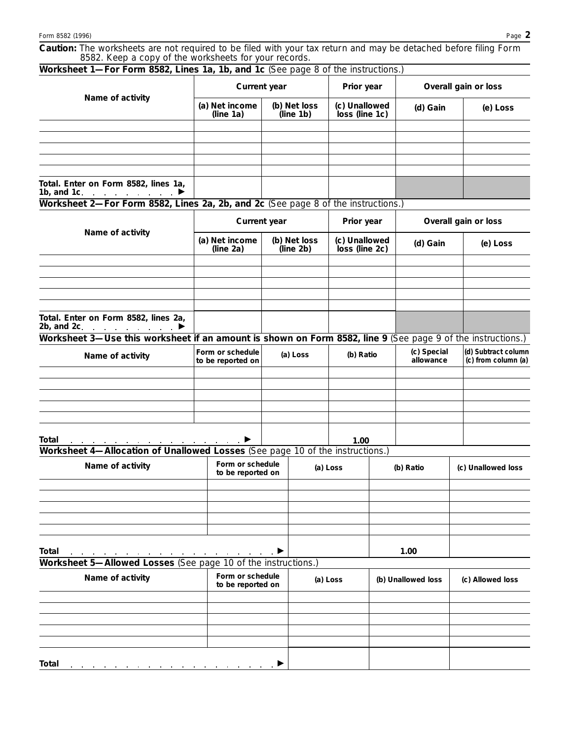**Caution:** The worksheets are not required to be filed with your tax return and may be detached before filing Form 8582. Keep a copy of the worksheets for your records.

**Worksheet 1—For Form 8582, Lines 1a, 1b, and 1c** (See page 8 of the instructions.)

| Name of activity | Current year | | Prior year | Overall gain or loss | |
|---|---|---|---|---|---|
| | (a) Net income (line 1a) | (b) Net loss (line 1b) | (c) Unallowed loss (line 1c) | (d) Gain | (e) Loss |
| | | | | | |
| | | | | | |
| | | | | | |
| | | | | | |
| | | | | | |
| **Total.** Enter on Form 8582, lines 1a, 1b, and 1c . . . . . . . . . ▶ | | | | | |

**Worksheet 2—For Form 8582, Lines 2a, 2b, and 2c** (See page 8 of the instructions.)

| Name of activity | Current year | | Prior year | Overall gain or loss | |
|---|---|---|---|---|---|
| | (a) Net income (line 2a) | (b) Net loss (line 2b) | (c) Unallowed loss (line 2c) | (d) Gain | (e) Loss |
| | | | | | |
| | | | | | |
| | | | | | |
| | | | | | |
| | | | | | |
| **Total.** Enter on Form 8582, lines 2a, 2b, and 2c . . . . . . . . . ▶ | | | | | |

**Worksheet 3—Use this worksheet if an amount is shown on Form 8582, line 9** (See page 9 of the instructions.)

| Name of activity | Form or schedule to be reported on | (a) Loss | (b) Ratio | (c) Special allowance | (d) Subtract column (c) from column (a) |
|---|---|---|---|---|---|
| | | | | | |
| | | | | | |
| | | | | | |
| | | | | | |
| | | | | | |
| **Total** . . . . . . . . . . . . . . . . . ▶ | | | 1.00 | | |

**Worksheet 4—Allocation of Unallowed Losses** (See page 10 of the instructions.)

| Name of activity | Form or schedule to be reported on | (a) Loss | (b) Ratio | (c) Unallowed loss |
|---|---|---|---|---|
| | | | | |
| | | | | |
| | | | | |
| | | | | |
| | | | | |
| **Total** . . . . . . . . . . . . . . . . . . . . ▶ | | | 1.00 | |

**Worksheet 5—Allowed Losses** (See page 10 of the instructions.)

| Name of activity | Form or schedule to be reported on | (a) Loss | (b) Unallowed loss | (c) Allowed loss |
|---|---|---|---|---|
| | | | | |
| | | | | |
| | | | | |
| | | | | |
| | | | | |
| **Total** . . . . . . . . . . . . . . . . . . . . ▶ | | | | |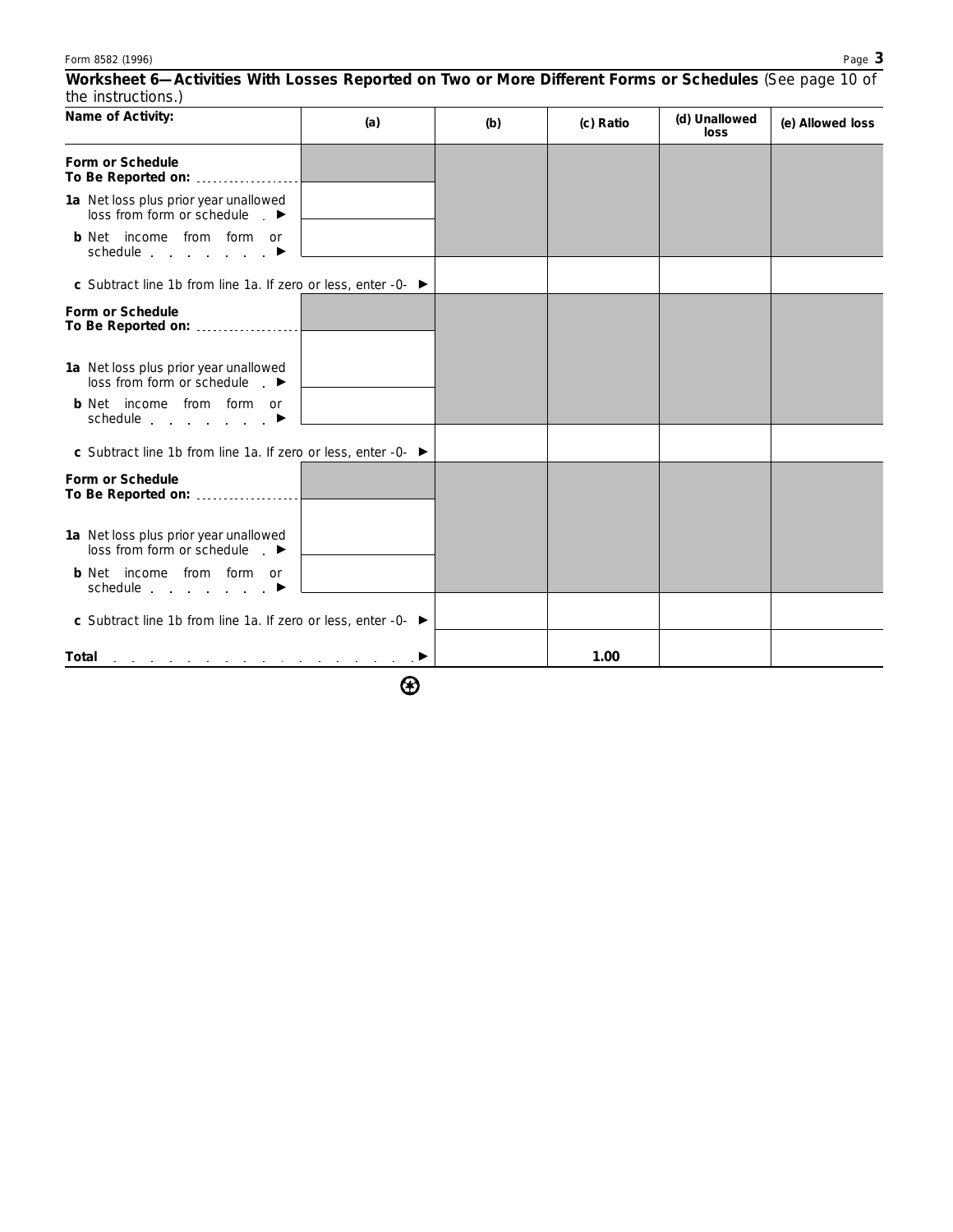**Worksheet 6—Activities With Losses Reported on Two or More Different Forms or Schedules** *(See page 10 of the instructions.)*

| Name of Activity: | (a) | (b) | (c) Ratio | (d) Unallowed loss | (e) Allowed loss |
|---|---|---|---|---|---|
| **Form or Schedule To Be Reported on:** | | | | | |
| **1a** Net loss plus prior year unallowed loss from form or schedule ▶ | | | | | |
| **b** Net income from form or schedule ▶ | | | | | |
| **c** Subtract line 1b from line 1a. If zero or less, enter -0- ▶ | | | | | |
| **Form or Schedule To Be Reported on:** | | | | | |
| **1a** Net loss plus prior year unallowed loss from form or schedule ▶ | | | | | |
| **b** Net income from form or schedule ▶ | | | | | |
| **c** Subtract line 1b from line 1a. If zero or less, enter -0- ▶ | | | | | |
| **Form or Schedule To Be Reported on:** | | | | | |
| **1a** Net loss plus prior year unallowed loss from form or schedule ▶ | | | | | |
| **b** Net income from form or schedule ▶ | | | | | |
| **c** Subtract line 1b from line 1a. If zero or less, enter -0- ▶ | | | | | |
| **Total** ▶ | | | 1.00 | | |